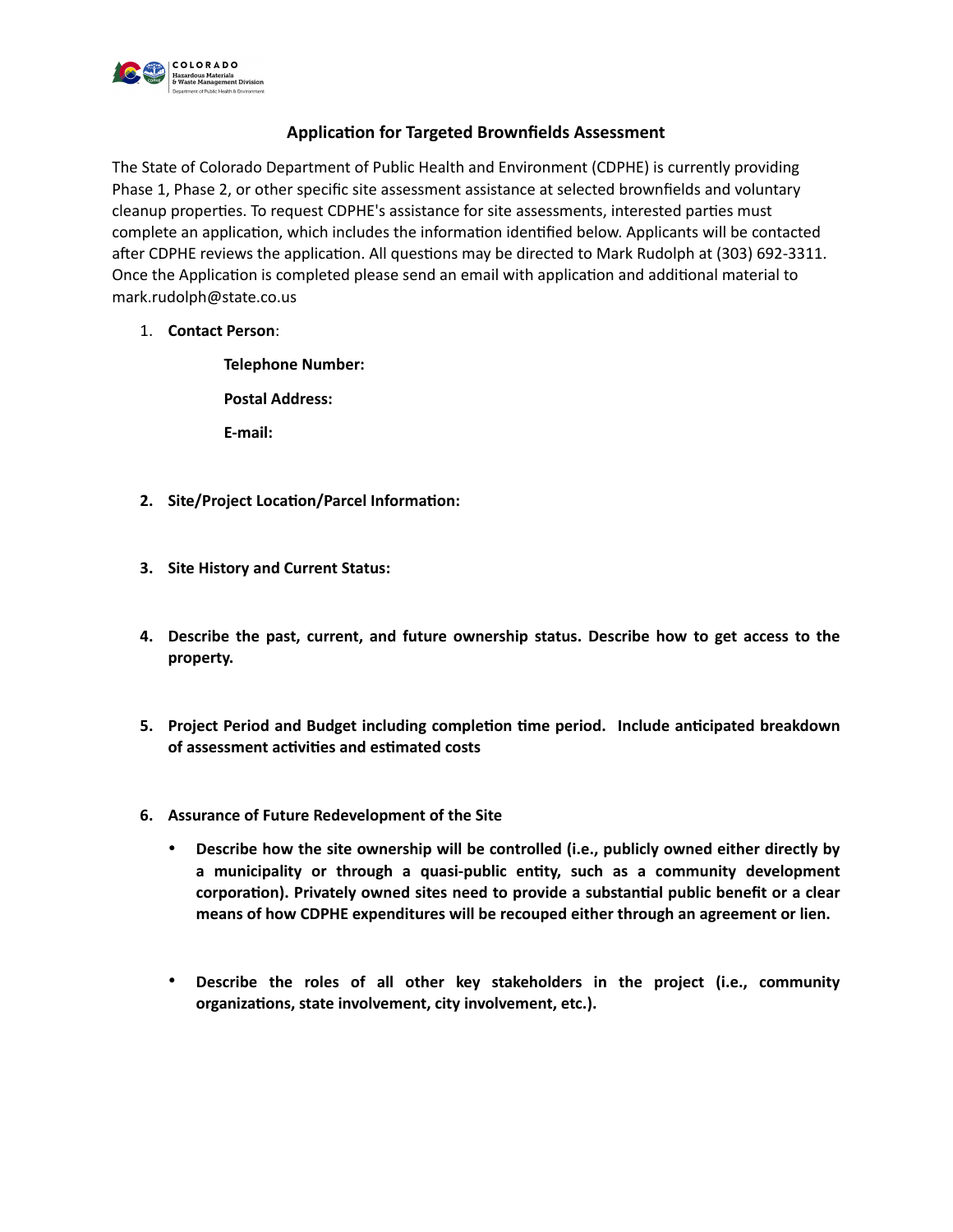## Application for Targeted Brownfields Assessment

The State of Colorado Department of Public Health and Environment (CDPHE) is currently providing Phase 1, Phase 2, or other specific site assessment assistance at selected brownfields and voluntary cleanup properties. To request CDPHE's assistance for site assessments, interested parties must complete an application, which includes the information identified below. Applicants will be contacted after CDPHE reviews the application. All questions may be directed to Mark Rudolph at (303) 692-3311. Once the Application is completed please send an email with application and additional material to mark.rudolph@state.co.us

1. **Contact Person**:

   **Telephone Number:**

   **Postal Address:**

   **E-mail:**

2. **Site/Project Location/Parcel Information:**

3. **Site History and Current Status:**

4. **Describe the past, current, and future ownership status. Describe how to get access to the property.**

5. **Project Period and Budget including completion time period. Include anticipated breakdown of assessment activities and estimated costs**

6. **Assurance of Future Redevelopment of the Site**

   - **Describe how the site ownership will be controlled (i.e., publicly owned either directly by a municipality or through a quasi-public entity, such as a community development corporation). Privately owned sites need to provide a substantial public benefit or a clear means of how CDPHE expenditures will be recouped either through an agreement or lien.**

   - **Describe the roles of all other key stakeholders in the project (i.e., community organizations, state involvement, city involvement, etc.).**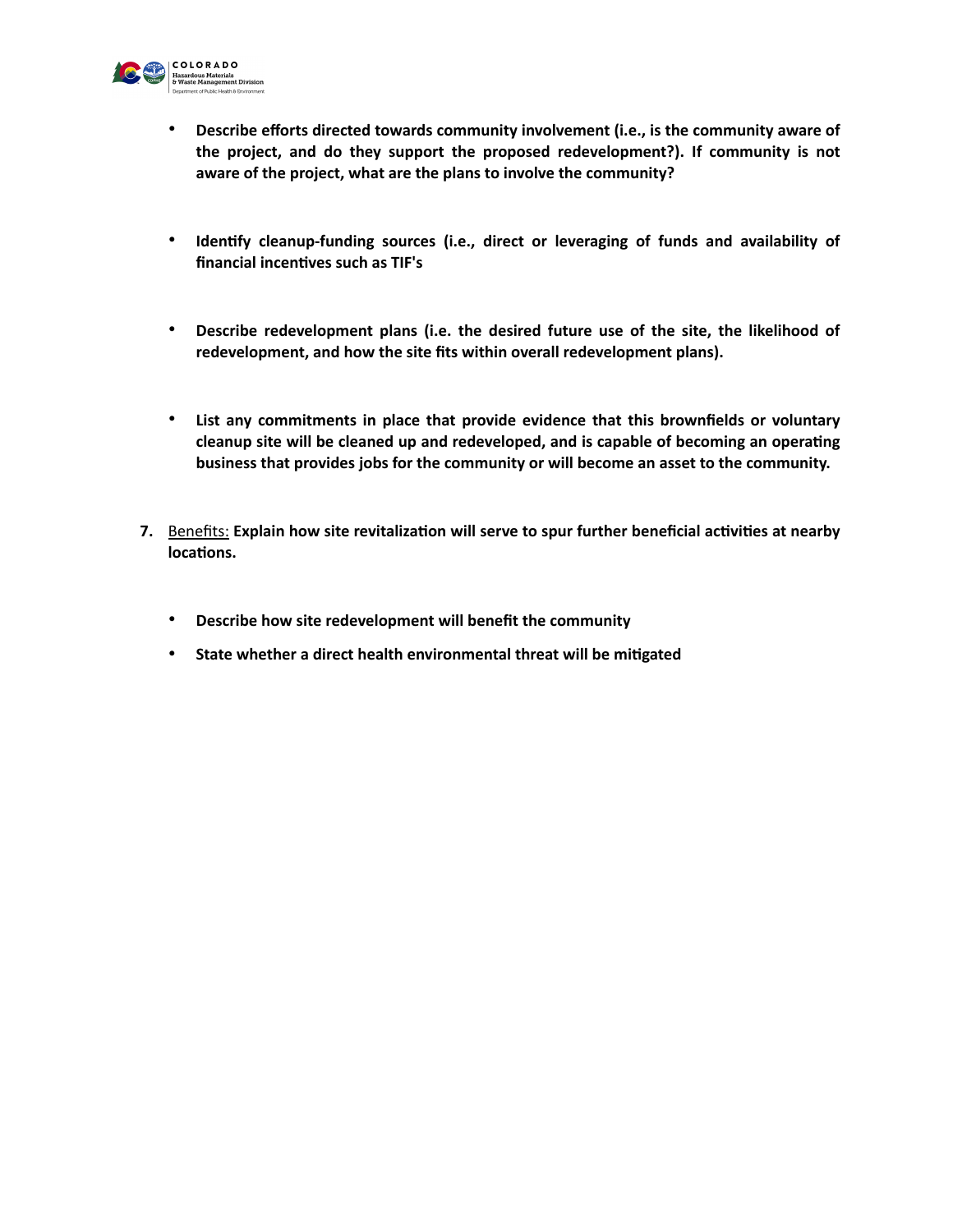- **Describe efforts directed towards community involvement (i.e., is the community aware of the project, and do they support the proposed redevelopment?). If community is not aware of the project, what are the plans to involve the community?**

- **Identify cleanup-funding sources (i.e., direct or leveraging of funds and availability of financial incentives such as TIF's**

- **Describe redevelopment plans (i.e. the desired future use of the site, the likelihood of redevelopment, and how the site fits within overall redevelopment plans).**

- **List any commitments in place that provide evidence that this brownfields or voluntary cleanup site will be cleaned up and redeveloped, and is capable of becoming an operating business that provides jobs for the community or will become an asset to the community.**

7. <u>Benefits:</u> **Explain how site revitalization will serve to spur further beneficial activities at nearby locations.**

    - **Describe how site redevelopment will benefit the community**
    - **State whether a direct health environmental threat will be mitigated**